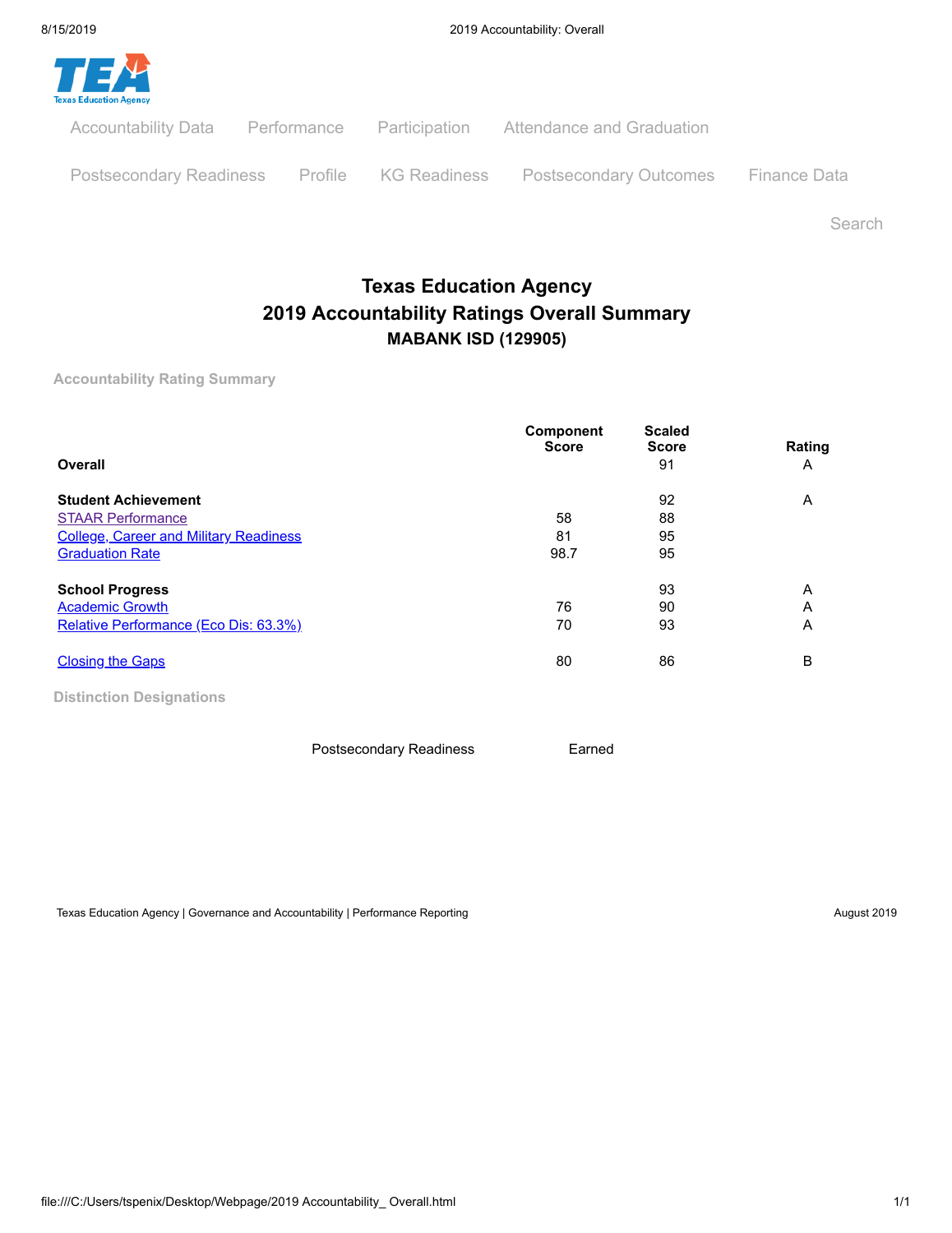# Texas Education Agency
# 2019 Accountability Ratings Overall Summary
## MABANK ISD (129905)

Accountability Rating Summary

| | Component Score | Scaled Score | Rating |
|---|---|---|---|
| **Overall** | | 91 | A |
| **Student Achievement** | | 92 | A |
| STAAR Performance | 58 | 88 | |
| College, Career and Military Readiness | 81 | 95 | |
| Graduation Rate | 98.7 | 95 | |
| **School Progress** | | 93 | A |
| Academic Growth | 76 | 90 | A |
| Relative Performance (Eco Dis: 63.3%) | 70 | 93 | A |
| Closing the Gaps | 80 | 86 | B |

Distinction Designations

| | |
|---|---|
| Postsecondary Readiness | Earned |

Texas Education Agency | Governance and Accountability | Performance Reporting

August 2019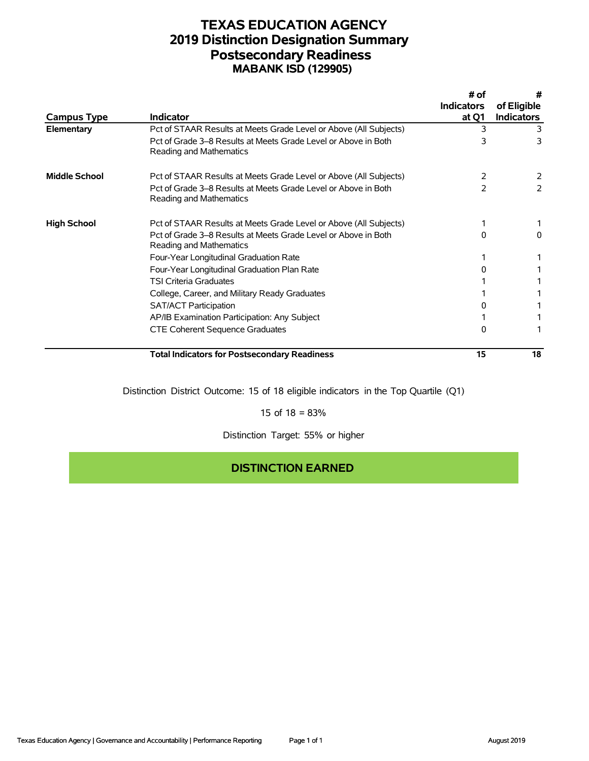# TEXAS EDUCATION AGENCY
# 2019 Distinction Designation Summary
# Postsecondary Readiness
## MABANK ISD (129905)

| Campus Type | Indicator | # of Indicators at Q1 | # of Eligible Indicators |
|---|---|---|---|
| **Elementary** | Pct of STAAR Results at Meets Grade Level or Above (All Subjects) | 3 | 3 |
| | Pct of Grade 3–8 Results at Meets Grade Level or Above in Both Reading and Mathematics | 3 | 3 |
| **Middle School** | Pct of STAAR Results at Meets Grade Level or Above (All Subjects) | 2 | 2 |
| | Pct of Grade 3–8 Results at Meets Grade Level or Above in Both Reading and Mathematics | 2 | 2 |
| **High School** | Pct of STAAR Results at Meets Grade Level or Above (All Subjects) | 1 | 1 |
| | Pct of Grade 3–8 Results at Meets Grade Level or Above in Both Reading and Mathematics | 0 | 0 |
| | Four-Year Longitudinal Graduation Rate | 1 | 1 |
| | Four-Year Longitudinal Graduation Plan Rate | 0 | 1 |
| | TSI Criteria Graduates | 1 | 1 |
| | College, Career, and Military Ready Graduates | 1 | 1 |
| | SAT/ACT Participation | 0 | 1 |
| | AP/IB Examination Participation: Any Subject | 1 | 1 |
| | CTE Coherent Sequence Graduates | 0 | 1 |
| | **Total Indicators for Postsecondary Readiness** | **15** | **18** |

Distinction District Outcome: 15 of 18 eligible indicators in the Top Quartile (Q1)

15 of 18 = 83%

Distinction Target: 55% or higher

**DISTINCTION EARNED**